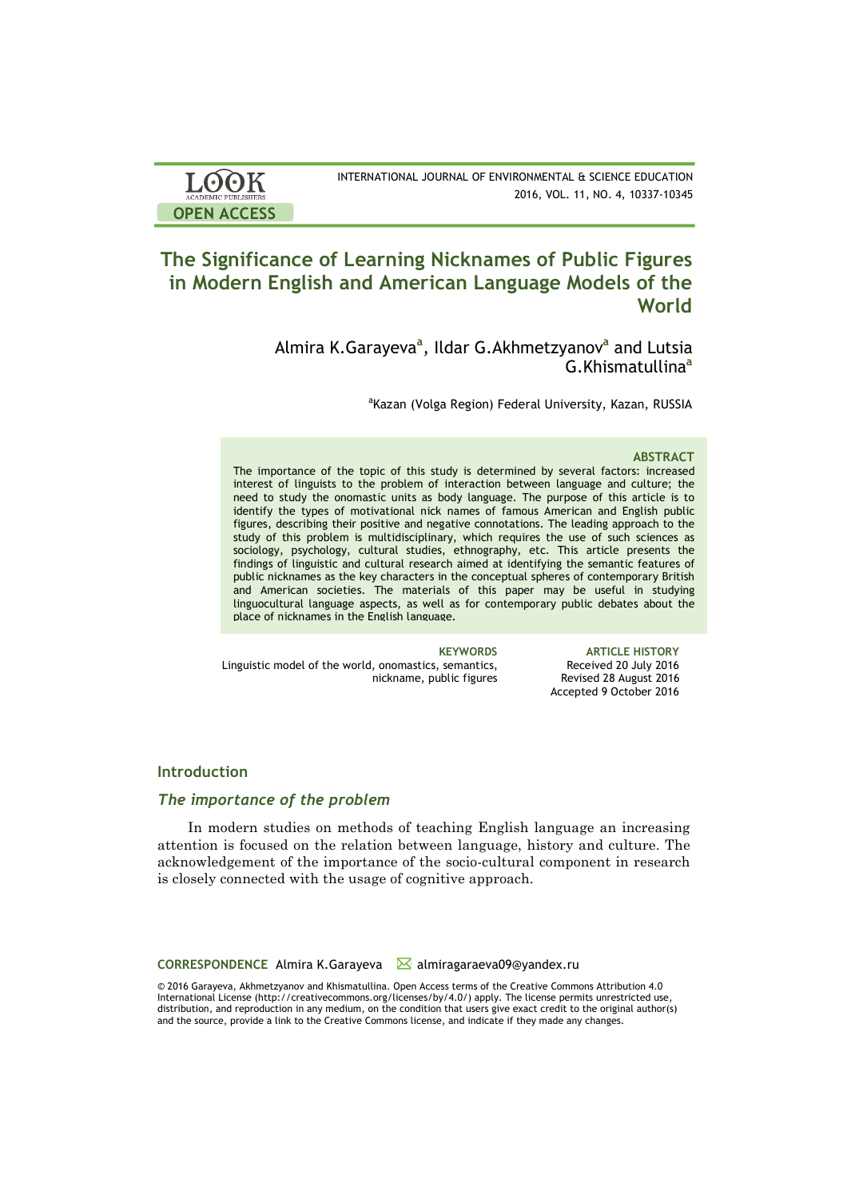# The Significance of Learning Nicknames of Public Figures in Modern English and American Language Models of the World

Almira K.Garayeva[a], Ildar G.Akhmetzyanov[a] and Lutsia G.Khismatullina[a]

[a]Kazan (Volga Region) Federal University, Kazan, RUSSIA

### ABSTRACT

The importance of the topic of this study is determined by several factors: increased interest of linguists to the problem of interaction between language and culture; the need to study the onomastic units as body language. The purpose of this article is to identify the types of motivational nick names of famous American and English public figures, describing their positive and negative connotations. The leading approach to the study of this problem is multidisciplinary, which requires the use of such sciences as sociology, psychology, cultural studies, ethnography, etc. This article presents the findings of linguistic and cultural research aimed at identifying the semantic features of public nicknames as the key characters in the conceptual spheres of contemporary British and American societies. The materials of this paper may be useful in studying linguocultural language aspects, as well as for contemporary public debates about the place of nicknames in the English language.

**KEYWORDS**
Linguistic model of the world, onomastics, semantics, nickname, public figures

**ARTICLE HISTORY**
Received 20 July 2016
Revised 28 August 2016
Accepted 9 October 2016

## Introduction

### *The importance of the problem*

In modern studies on methods of teaching English language an increasing attention is focused on the relation between language, history and culture. The acknowledgement of the importance of the socio-cultural component in research is closely connected with the usage of cognitive approach.

**CORRESPONDENCE** Almira K.Garayeva almiragaraeva09@yandex.ru

© 2016 Garayeva, Akhmetzyanov and Khismatullina. Open Access terms of the Creative Commons Attribution 4.0 International License (http://creativecommons.org/licenses/by/4.0/) apply. The license permits unrestricted use, distribution, and reproduction in any medium, on the condition that users give exact credit to the original author(s) and the source, provide a link to the Creative Commons license, and indicate if they made any changes.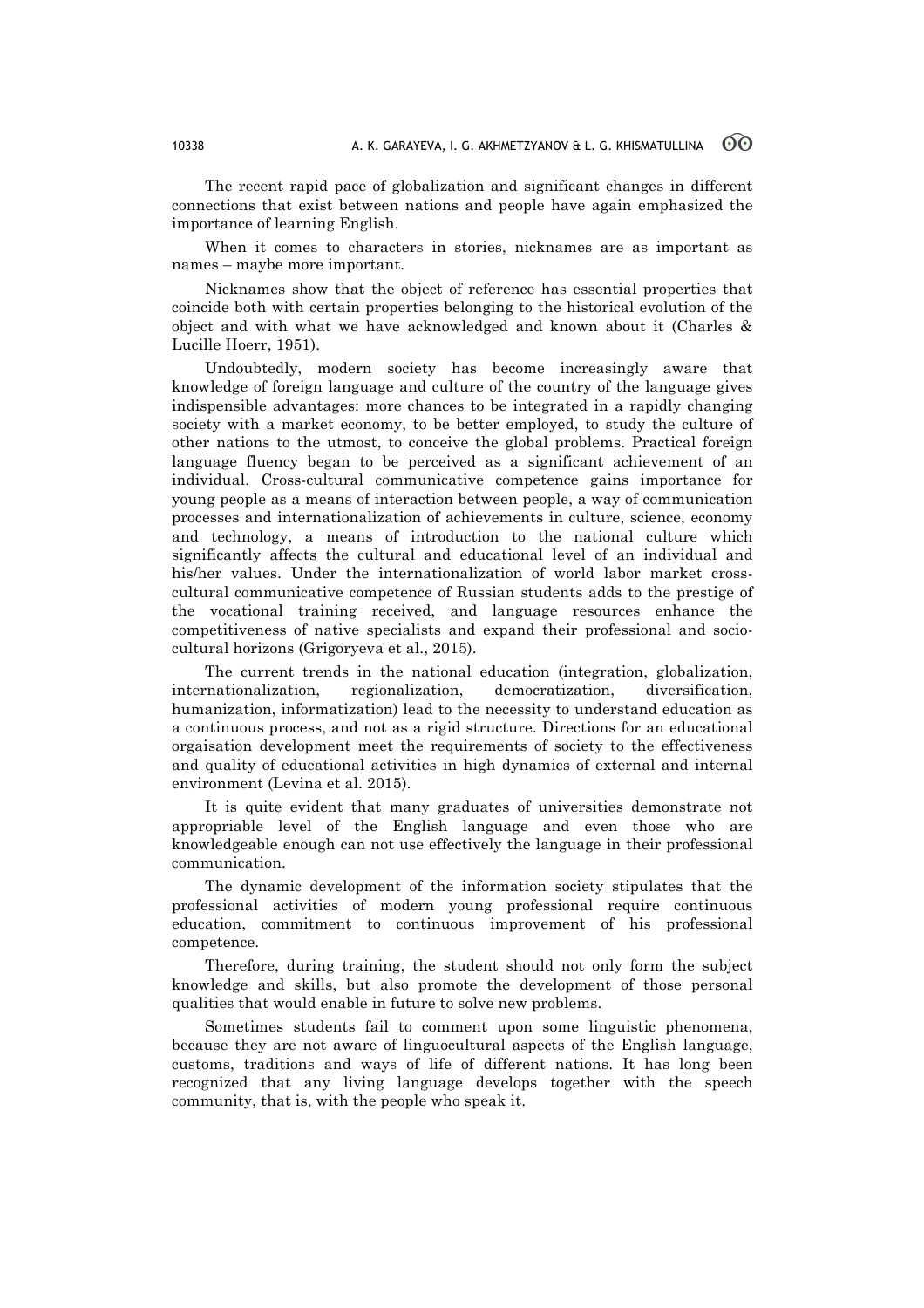The recent rapid pace of globalization and significant changes in different connections that exist between nations and people have again emphasized the importance of learning English.

When it comes to characters in stories, nicknames are as important as names – maybe more important.

Nicknames show that the object of reference has essential properties that coincide both with certain properties belonging to the historical evolution of the object and with what we have acknowledged and known about it (Charles & Lucille Hoerr, 1951).

Undoubtedly, modern society has become increasingly aware that knowledge of foreign language and culture of the country of the language gives indispensible advantages: more chances to be integrated in a rapidly changing society with a market economy, to be better employed, to study the culture of other nations to the utmost, to conceive the global problems. Practical foreign language fluency began to be perceived as a significant achievement of an individual. Cross-cultural communicative competence gains importance for young people as a means of interaction between people, a way of communication processes and internationalization of achievements in culture, science, economy and technology, a means of introduction to the national culture which significantly affects the cultural and educational level of an individual and his/her values. Under the internationalization of world labor market cross-cultural communicative competence of Russian students adds to the prestige of the vocational training received, and language resources enhance the competitiveness of native specialists and expand their professional and socio-cultural horizons (Grigoryeva et al., 2015).

The current trends in the national education (integration, globalization, internationalization, regionalization, democratization, diversification, humanization, informatization) lead to the necessity to understand education as a continuous process, and not as a rigid structure. Directions for an educational orgaisation development meet the requirements of society to the effectiveness and quality of educational activities in high dynamics of external and internal environment (Levina et al. 2015).

It is quite evident that many graduates of universities demonstrate not appropriable level of the English language and even those who are knowledgeable enough can not use effectively the language in their professional communication.

The dynamic development of the information society stipulates that the professional activities of modern young professional require continuous education, commitment to continuous improvement of his professional competence.

Therefore, during training, the student should not only form the subject knowledge and skills, but also promote the development of those personal qualities that would enable in future to solve new problems.

Sometimes students fail to comment upon some linguistic phenomena, because they are not aware of linguocultural aspects of the English language, customs, traditions and ways of life of different nations. It has long been recognized that any living language develops together with the speech community, that is, with the people who speak it.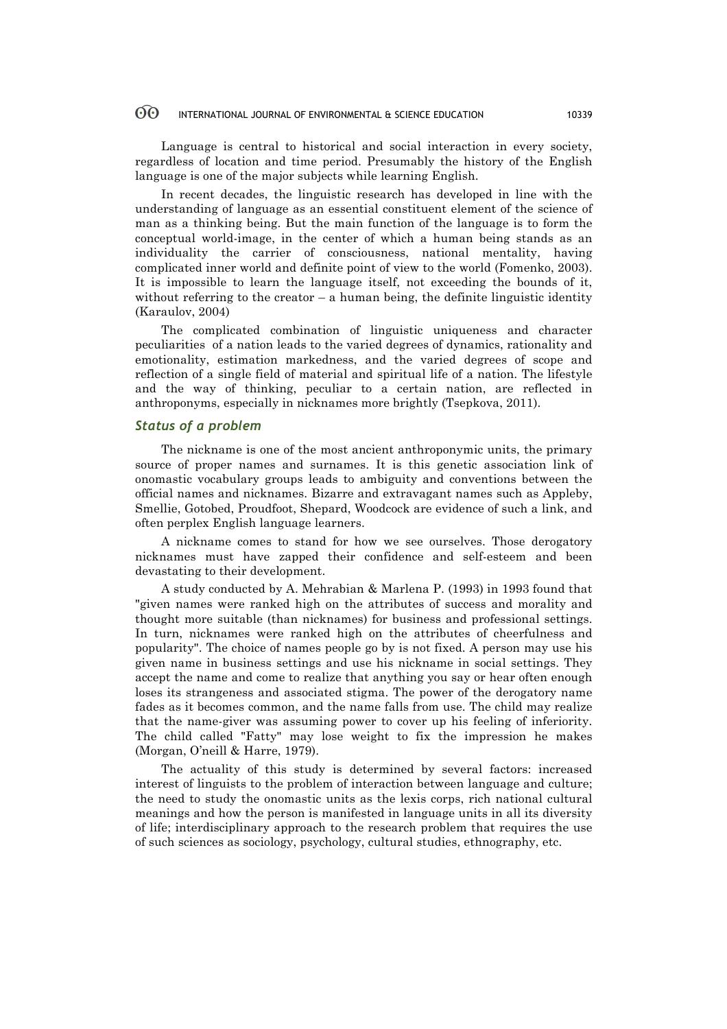Language is central to historical and social interaction in every society, regardless of location and time period. Presumably the history of the English language is one of the major subjects while learning English.

In recent decades, the linguistic research has developed in line with the understanding of language as an essential constituent element of the science of man as a thinking being. But the main function of the language is to form the conceptual world-image, in the center of which a human being stands as an individuality the carrier of consciousness, national mentality, having complicated inner world and definite point of view to the world (Fomenko, 2003). It is impossible to learn the language itself, not exceeding the bounds of it, without referring to the creator – a human being, the definite linguistic identity (Karaulov, 2004)

The complicated combination of linguistic uniqueness and character peculiarities of a nation leads to the varied degrees of dynamics, rationality and emotionality, estimation markedness, and the varied degrees of scope and reflection of a single field of material and spiritual life of a nation. The lifestyle and the way of thinking, peculiar to a certain nation, are reflected in anthroponyms, especially in nicknames more brightly (Tsepkova, 2011).

### *Status of a problem*

The nickname is one of the most ancient anthroponymic units, the primary source of proper names and surnames. It is this genetic association link of onomastic vocabulary groups leads to ambiguity and conventions between the official names and nicknames. Bizarre and extravagant names such as Appleby, Smellie, Gotobed, Proudfoot, Shepard, Woodcock are evidence of such a link, and often perplex English language learners.

A nickname comes to stand for how we see ourselves. Those derogatory nicknames must have zapped their confidence and self-esteem and been devastating to their development.

A study conducted by A. Mehrabian & Marlena P. (1993) in 1993 found that "given names were ranked high on the attributes of success and morality and thought more suitable (than nicknames) for business and professional settings. In turn, nicknames were ranked high on the attributes of cheerfulness and popularity". The choice of names people go by is not fixed. A person may use his given name in business settings and use his nickname in social settings. They accept the name and come to realize that anything you say or hear often enough loses its strangeness and associated stigma. The power of the derogatory name fades as it becomes common, and the name falls from use. The child may realize that the name-giver was assuming power to cover up his feeling of inferiority. The child called "Fatty" may lose weight to fix the impression he makes (Morgan, O'neill & Harre, 1979).

The actuality of this study is determined by several factors: increased interest of linguists to the problem of interaction between language and culture; the need to study the onomastic units as the lexis corps, rich national cultural meanings and how the person is manifested in language units in all its diversity of life; interdisciplinary approach to the research problem that requires the use of such sciences as sociology, psychology, cultural studies, ethnography, etc.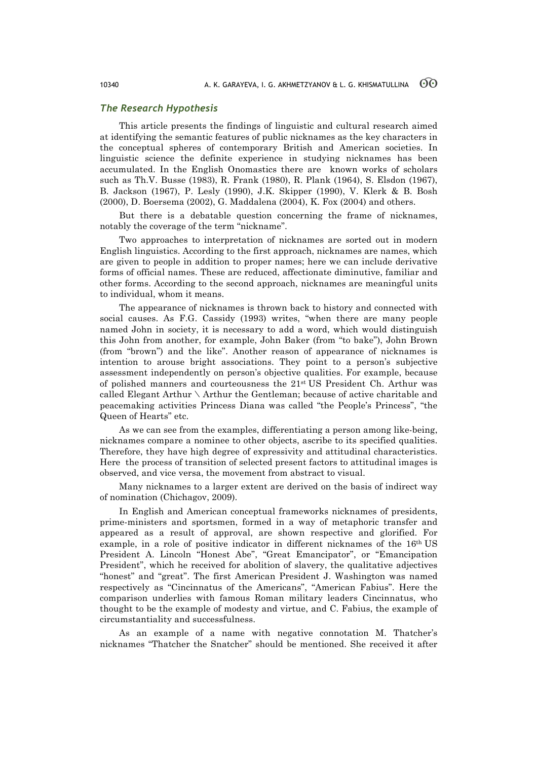### *The Research Hypothesis*

This article presents the findings of linguistic and cultural research aimed at identifying the semantic features of public nicknames as the key characters in the conceptual spheres of contemporary British and American societies. In linguistic science the definite experience in studying nicknames has been accumulated. In the English Onomastics there are known works of scholars such as Th.V. Busse (1983), R. Frank (1980), R. Plank (1964), S. Elsdon (1967), B. Jackson (1967), P. Lesly (1990), J.K. Skipper (1990), V. Klerk & B. Bosh (2000), D. Boersema (2002), G. Maddalena (2004), K. Fox (2004) and others.

But there is a debatable question concerning the frame of nicknames, notably the coverage of the term "nickname".

Two approaches to interpretation of nicknames are sorted out in modern English linguistics. According to the first approach, nicknames are names, which are given to people in addition to proper names; here we can include derivative forms of official names. These are reduced, affectionate diminutive, familiar and other forms. According to the second approach, nicknames are meaningful units to individual, whom it means.

The appearance of nicknames is thrown back to history and connected with social causes. As F.G. Cassidy (1993) writes, "when there are many people named John in society, it is necessary to add a word, which would distinguish this John from another, for example, John Baker (from "to bake"), John Brown (from "brown") and the like". Another reason of appearance of nicknames is intention to arouse bright associations. They point to a person's subjective assessment independently on person's objective qualities. For example, because of polished manners and courteousness the 21st US President Ch. Arthur was called Elegant Arthur \ Arthur the Gentleman; because of active charitable and peacemaking activities Princess Diana was called "the People's Princess", "the Queen of Hearts" etc.

As we can see from the examples, differentiating a person among like-being, nicknames compare a nominee to other objects, ascribe to its specified qualities. Therefore, they have high degree of expressivity and attitudinal characteristics. Here the process of transition of selected present factors to attitudinal images is observed, and vice versa, the movement from abstract to visual.

Many nicknames to a larger extent are derived on the basis of indirect way of nomination (Chichagov, 2009).

In English and American conceptual frameworks nicknames of presidents, prime-ministers and sportsmen, formed in a way of metaphoric transfer and appeared as a result of approval, are shown respective and glorified. For example, in a role of positive indicator in different nicknames of the 16th US President A. Lincoln "Honest Abe", "Great Emancipator", or "Emancipation President", which he received for abolition of slavery, the qualitative adjectives "honest" and "great". The first American President J. Washington was named respectively as "Cincinnatus of the Americans", "American Fabius". Here the comparison underlies with famous Roman military leaders Cincinnatus, who thought to be the example of modesty and virtue, and C. Fabius, the example of circumstantiality and successfulness.

As an example of a name with negative connotation M. Thatcher's nicknames "Thatcher the Snatcher" should be mentioned. She received it after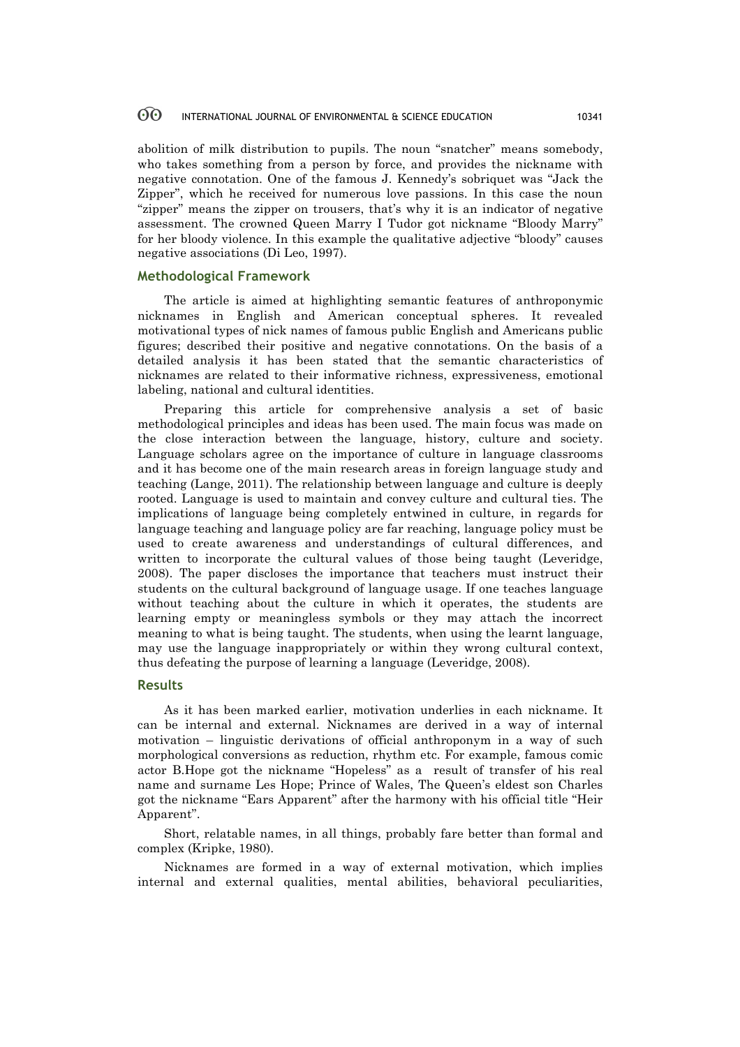abolition of milk distribution to pupils. The noun "snatcher" means somebody, who takes something from a person by force, and provides the nickname with negative connotation. One of the famous J. Kennedy's sobriquet was "Jack the Zipper", which he received for numerous love passions. In this case the noun "zipper" means the zipper on trousers, that's why it is an indicator of negative assessment. The crowned Queen Marry I Tudor got nickname "Bloody Marry" for her bloody violence. In this example the qualitative adjective "bloody" causes negative associations (Di Leo, 1997).

## Methodological Framework

The article is aimed at highlighting semantic features of anthroponymic nicknames in English and American conceptual spheres. It revealed motivational types of nick names of famous public English and Americans public figures; described their positive and negative connotations. On the basis of a detailed analysis it has been stated that the semantic characteristics of nicknames are related to their informative richness, expressiveness, emotional labeling, national and cultural identities.

Preparing this article for comprehensive analysis a set of basic methodological principles and ideas has been used. The main focus was made on the close interaction between the language, history, culture and society. Language scholars agree on the importance of culture in language classrooms and it has become one of the main research areas in foreign language study and teaching (Lange, 2011). The relationship between language and culture is deeply rooted. Language is used to maintain and convey culture and cultural ties. The implications of language being completely entwined in culture, in regards for language teaching and language policy are far reaching, language policy must be used to create awareness and understandings of cultural differences, and written to incorporate the cultural values of those being taught (Leveridge, 2008). The paper discloses the importance that teachers must instruct their students on the cultural background of language usage. If one teaches language without teaching about the culture in which it operates, the students are learning empty or meaningless symbols or they may attach the incorrect meaning to what is being taught. The students, when using the learnt language, may use the language inappropriately or within they wrong cultural context, thus defeating the purpose of learning a language (Leveridge, 2008).

## Results

As it has been marked earlier, motivation underlies in each nickname. It can be internal and external. Nicknames are derived in a way of internal motivation – linguistic derivations of official anthroponym in a way of such morphological conversions as reduction, rhythm etc. For example, famous comic actor B.Hope got the nickname "Hopeless" as a result of transfer of his real name and surname Les Hope; Prince of Wales, The Queen's eldest son Charles got the nickname "Ears Apparent" after the harmony with his official title "Heir Apparent".

Short, relatable names, in all things, probably fare better than formal and complex (Kripke, 1980).

Nicknames are formed in a way of external motivation, which implies internal and external qualities, mental abilities, behavioral peculiarities,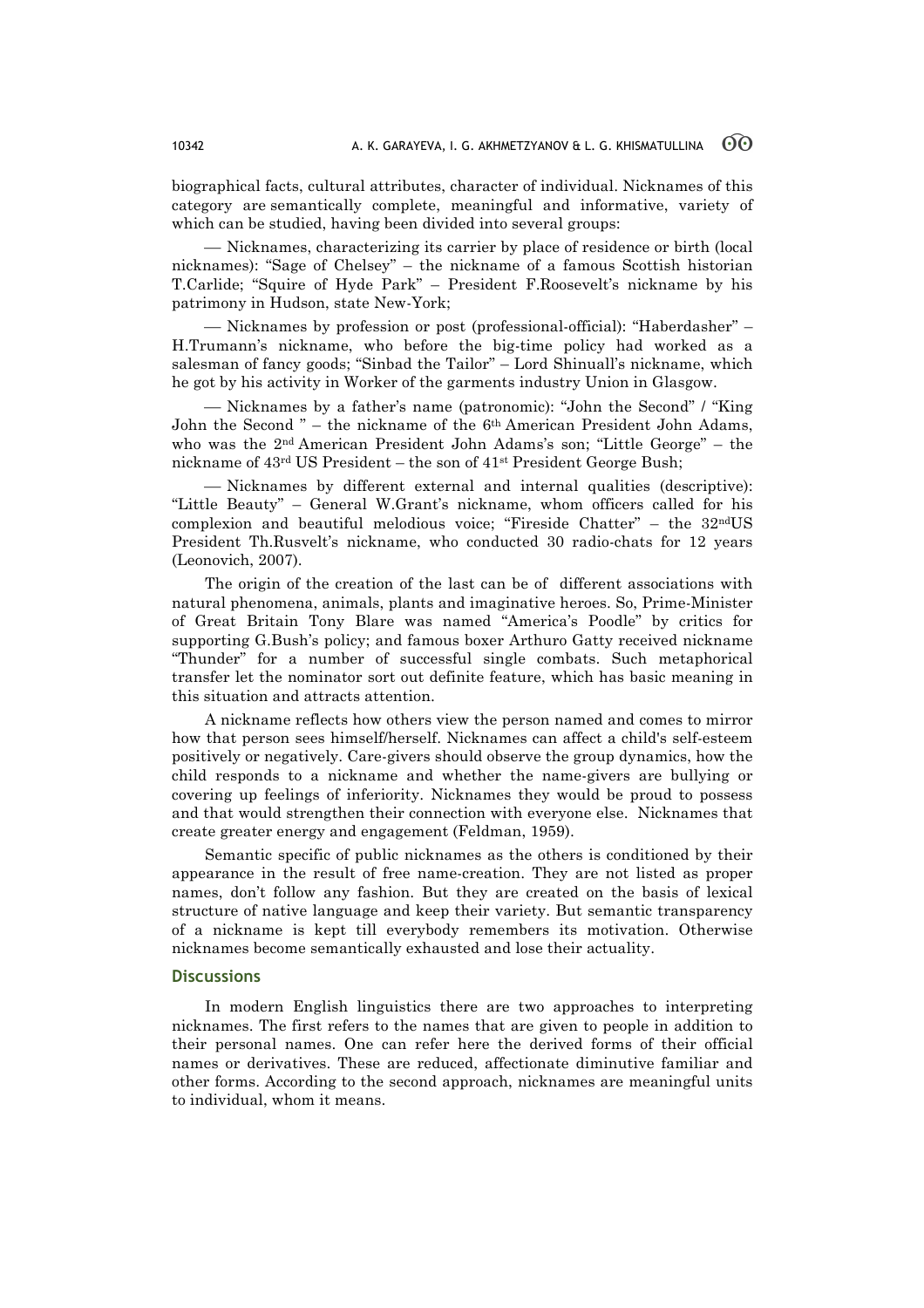biographical facts, cultural attributes, character of individual. Nicknames of this category are semantically complete, meaningful and informative, variety of which can be studied, having been divided into several groups:

— Nicknames, characterizing its carrier by place of residence or birth (local nicknames): "Sage of Chelsey" – the nickname of a famous Scottish historian T.Carlide; "Squire of Hyde Park" – President F.Roosevelt's nickname by his patrimony in Hudson, state New-York;

— Nicknames by profession or post (professional-official): "Haberdasher" – H.Trumann's nickname, who before the big-time policy had worked as a salesman of fancy goods; "Sinbad the Tailor" – Lord Shinuall's nickname, which he got by his activity in Worker of the garments industry Union in Glasgow.

— Nicknames by a father's name (patronomic): "John the Second" / "King John the Second " – the nickname of the 6th American President John Adams, who was the 2nd American President John Adams's son; "Little George" – the nickname of 43rd US President – the son of 41st President George Bush;

— Nicknames by different external and internal qualities (descriptive): "Little Beauty" – General W.Grant's nickname, whom officers called for his complexion and beautiful melodious voice; "Fireside Chatter" – the 32ndUS President Th.Rusvelt's nickname, who conducted 30 radio-chats for 12 years (Leonovich, 2007).

The origin of the creation of the last can be of different associations with natural phenomena, animals, plants and imaginative heroes. So, Prime-Minister of Great Britain Tony Blare was named "America's Poodle" by critics for supporting G.Bush's policy; and famous boxer Arthuro Gatty received nickname "Thunder" for a number of successful single combats. Such metaphorical transfer let the nominator sort out definite feature, which has basic meaning in this situation and attracts attention.

A nickname reflects how others view the person named and comes to mirror how that person sees himself/herself. Nicknames can affect a child's self-esteem positively or negatively. Care-givers should observe the group dynamics, how the child responds to a nickname and whether the name-givers are bullying or covering up feelings of inferiority. Nicknames they would be proud to possess and that would strengthen their connection with everyone else. Nicknames that create greater energy and engagement (Feldman, 1959).

Semantic specific of public nicknames as the others is conditioned by their appearance in the result of free name-creation. They are not listed as proper names, don't follow any fashion. But they are created on the basis of lexical structure of native language and keep their variety. But semantic transparency of a nickname is kept till everybody remembers its motivation. Otherwise nicknames become semantically exhausted and lose their actuality.

## Discussions

In modern English linguistics there are two approaches to interpreting nicknames. The first refers to the names that are given to people in addition to their personal names. One can refer here the derived forms of their official names or derivatives. These are reduced, affectionate diminutive familiar and other forms. According to the second approach, nicknames are meaningful units to individual, whom it means.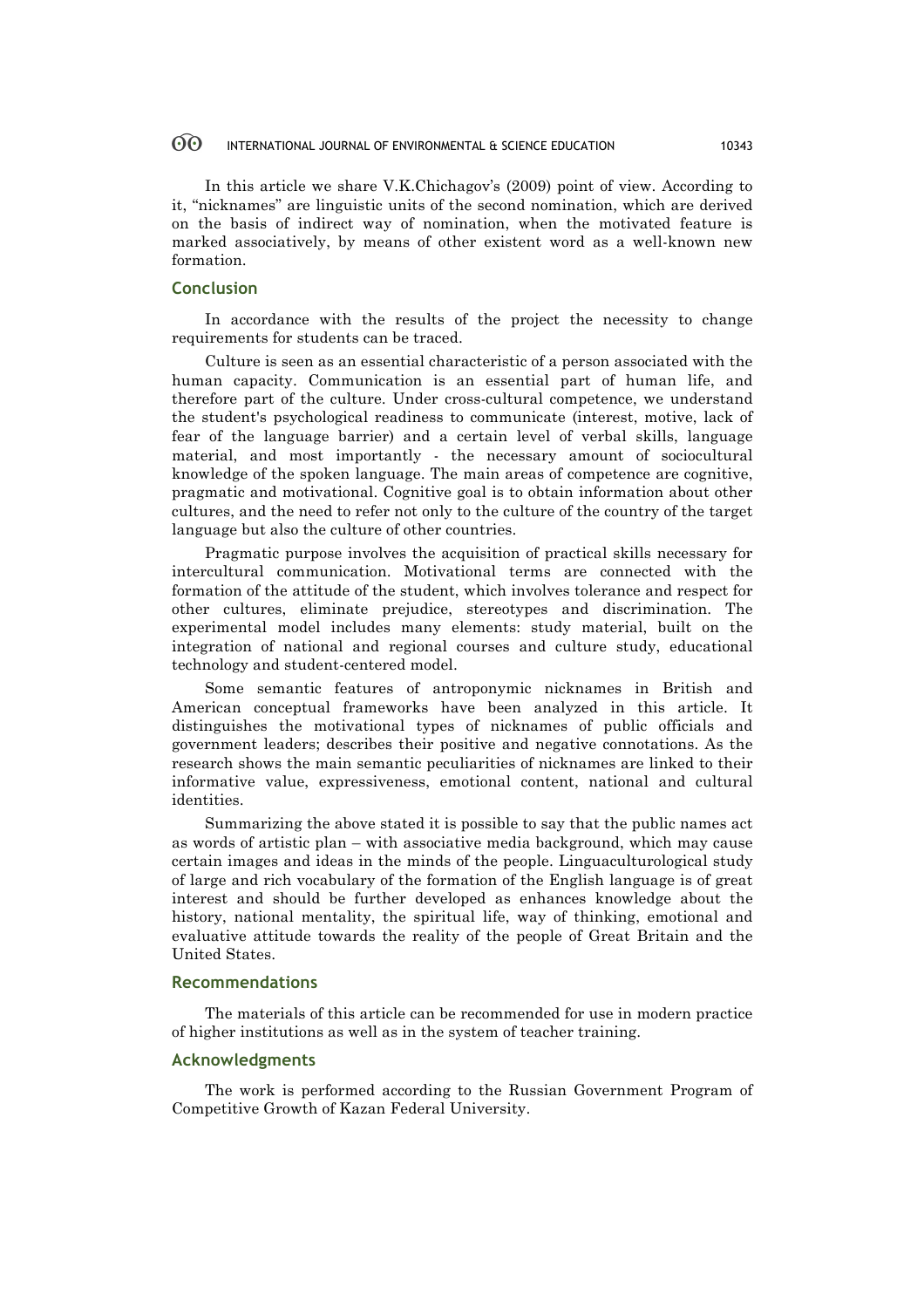In this article we share V.K.Chichagov's (2009) point of view. According to it, "nicknames" are linguistic units of the second nomination, which are derived on the basis of indirect way of nomination, when the motivated feature is marked associatively, by means of other existent word as a well-known new formation.

## Conclusion

In accordance with the results of the project the necessity to change requirements for students can be traced.

Culture is seen as an essential characteristic of a person associated with the human capacity. Communication is an essential part of human life, and therefore part of the culture. Under cross-cultural competence, we understand the student's psychological readiness to communicate (interest, motive, lack of fear of the language barrier) and a certain level of verbal skills, language material, and most importantly - the necessary amount of sociocultural knowledge of the spoken language. The main areas of competence are cognitive, pragmatic and motivational. Cognitive goal is to obtain information about other cultures, and the need to refer not only to the culture of the country of the target language but also the culture of other countries.

Pragmatic purpose involves the acquisition of practical skills necessary for intercultural communication. Motivational terms are connected with the formation of the attitude of the student, which involves tolerance and respect for other cultures, eliminate prejudice, stereotypes and discrimination. The experimental model includes many elements: study material, built on the integration of national and regional courses and culture study, educational technology and student-centered model.

Some semantic features of antroponymic nicknames in British and American conceptual frameworks have been analyzed in this article. It distinguishes the motivational types of nicknames of public officials and government leaders; describes their positive and negative connotations. As the research shows the main semantic peculiarities of nicknames are linked to their informative value, expressiveness, emotional content, national and cultural identities.

Summarizing the above stated it is possible to say that the public names act as words of artistic plan – with associative media background, which may cause certain images and ideas in the minds of the people. Linguaculturological study of large and rich vocabulary of the formation of the English language is of great interest and should be further developed as enhances knowledge about the history, national mentality, the spiritual life, way of thinking, emotional and evaluative attitude towards the reality of the people of Great Britain and the United States.

## Recommendations

The materials of this article can be recommended for use in modern practice of higher institutions as well as in the system of teacher training.

## Acknowledgments

The work is performed according to the Russian Government Program of Competitive Growth of Kazan Federal University.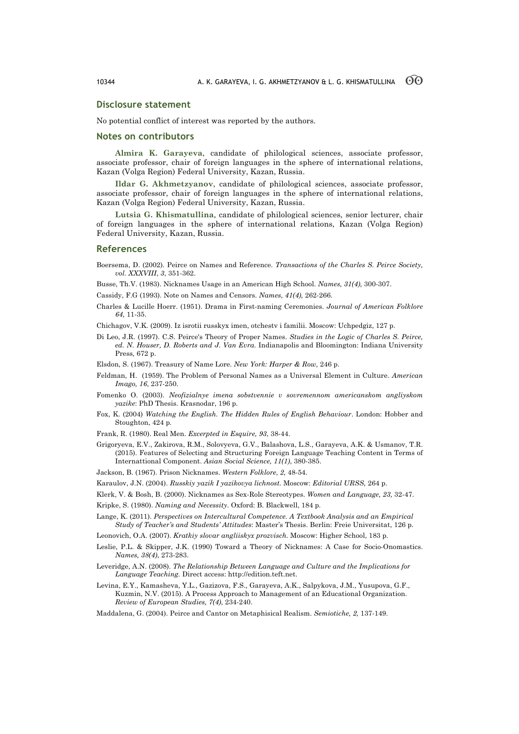## Disclosure statement

No potential conflict of interest was reported by the authors.

## Notes on contributors

**Almira K. Garayeva**, candidate of philological sciences, associate professor, associate professor, chair of foreign languages in the sphere of international relations, Kazan (Volga Region) Federal University, Kazan, Russia.

**Ildar G. Akhmetzyanov**, candidate of philological sciences, associate professor, associate professor, chair of foreign languages in the sphere of international relations, Kazan (Volga Region) Federal University, Kazan, Russia.

**Lutsia G. Khismatullina**, candidate of philological sciences, senior lecturer, chair of foreign languages in the sphere of international relations, Kazan (Volga Region) Federal University, Kazan, Russia.

## References

Boersema, D. (2002). Peirce on Names and Reference. *Transactions of the Charles S. Peirce Society, vol. XXXVIII*, *3*, 351-362.

Busse, Th.V. (1983). Nicknames Usage in an American High School. *Names, 31(4),* 300-307.

Cassidy, F.G (1993). Note on Names and Censors. *Names, 41(4),* 262-266.

Charles & Lucille Hoerr. (1951). Drama in First-naming Ceremonies. *Journal of American Folklore 64,* 11-35.

Chichagov, V.K. (2009). Iz isrotii russkyx imen, otchestv i familii. Moscow: Uchpedgiz, 127 p.

Di Leo, J.R. (1997). C.S. Peirce's Theory of Proper Names. *Studies in the Logic of Charles S. Peirce, ed. N. Houser, D. Roberts and J. Van Evra.* Indianapolis and Bloomington: Indiana University Press*,* 672 p.

Elsdon, S. (1967). Treasury of Name Lore. *New York: Harper & Row,* 246 p.

Feldman, H. (1959). The Problem of Personal Names as a Universal Element in Culture. *American Imago, 16*, 237-250.

Fomenko O. (2003). *Neofizialnye imena sobstvennie v sovremennom americanskom angliyskom yazike*: PhD Thesis. Krasnodar, 196 p.

Fox, K. (2004) *Watching the English. The Hidden Rules of English Behaviour*. London: Hobber and Stoughton, 424 p.

Frank, R. (1980). Real Men. *Excerpted in Esquire, 93*, 38-44.

Grigoryeva, E.V., Zakirova, R.M., Solovyeva, G.V., Balashova, L.S., Garayeva, A.K. & Usmanov, T.R. (2015). Features of Selecting and Structuring Foreign Language Teaching Content in Terms of Internattional Component. *Asian Social Science, 11(1)*, 380-385.

Jackson, B. (1967). Prison Nicknames. *Western Folklore*, *2,* 48-54.

Karaulov, J.N. (2004). *Russkiy yazik I yazikovya lichnost.* Moscow: *Editorial URSS,* 264 p.

Klerk, V. & Bosh, B. (2000). Nicknames as Sex-Role Stereotypes. *Women and Language, 23,* 32-47.

Kripke, S. (1980). *Naming and Necessity*. Oxford: B. Blackwell, 184 p.

Lange, K. (2011). *Perspectives on Intercultural Competence. A Textbook Analysis and an Empirical Study of Teacher's and Students' Attitudes*: Master's Thesis. Berlin: Freie Universitat, 126 p.

Leonovich, O.A. (2007). *Kratkiy slovar angliiskyx prozvisch*. Moscow: Higher School, 183 p.

Leslie, P.L. & Skipper, J.K. (1990) Toward a Theory of Nicknames: A Case for Socio-Onomastics. *Names, 38(4)*, 273-283.

Leveridge, A.N. (2008). *The Relationship Between Language and Culture and the Implications for Language Teaching.* Direct access: http://edition.teft.net.

Levina, E.Y., Kamasheva, Y.L., Gazizova, F.S., Garayeva, A.K., Salpykova, J.M., Yusupova, G.F., Kuzmin, N.V. (2015). A Process Approach to Management of an Educational Organization. *Review of European Studies, 7(4)*, 234-240.

Maddalena, G. (2004). Peirce and Cantor on Metaphisical Realism. *Semiotiche, 2,* 137-149.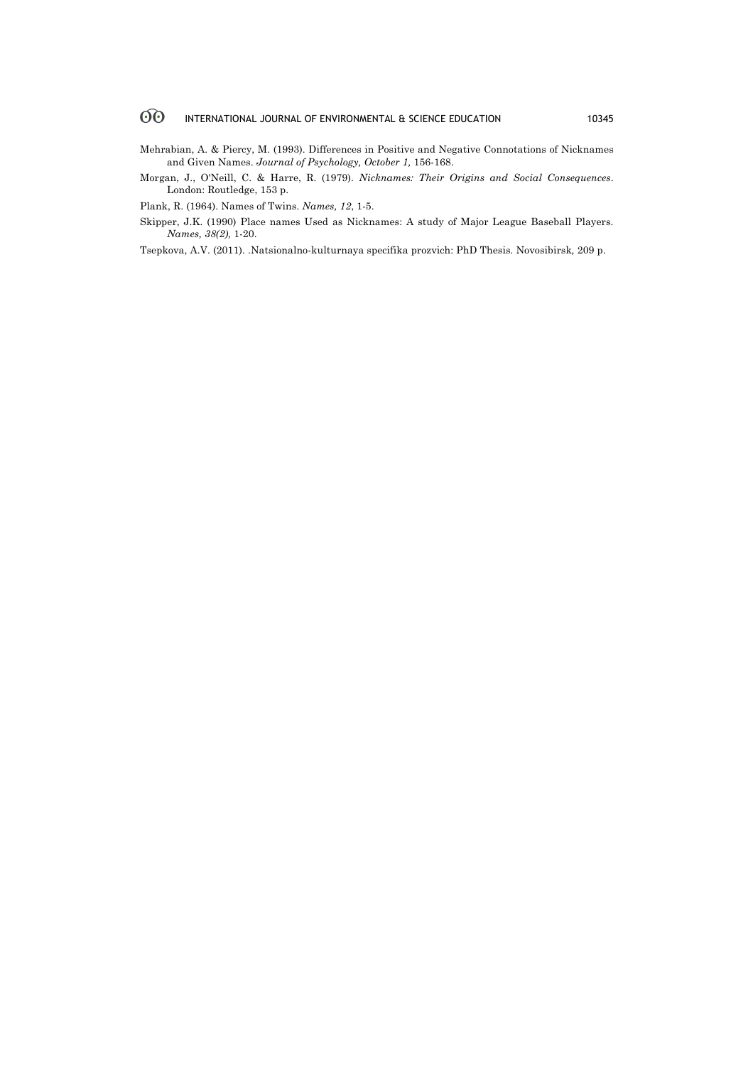Mehrabian, A. & Piercy, M. (1993). Differences in Positive and Negative Connotations of Nicknames and Given Names. *Journal of Psychology, October 1,* 156-168.

Morgan, J., O'Neill, C. & Harre, R. (1979). *Nicknames: Their Origins and Social Consequences*. London: Routledge, 153 p.

Plank, R. (1964). Names of Twins. *Names, 12*, 1-5.

Skipper, J.K. (1990) Place names Used as Nicknames: A study of Major League Baseball Players. *Names, 38(2),* 1-20.

Tsepkova, A.V. (2011). .Natsionalno-kulturnaya specifika prozvich: PhD Thesis. Novosibirsk*,* 209 p.